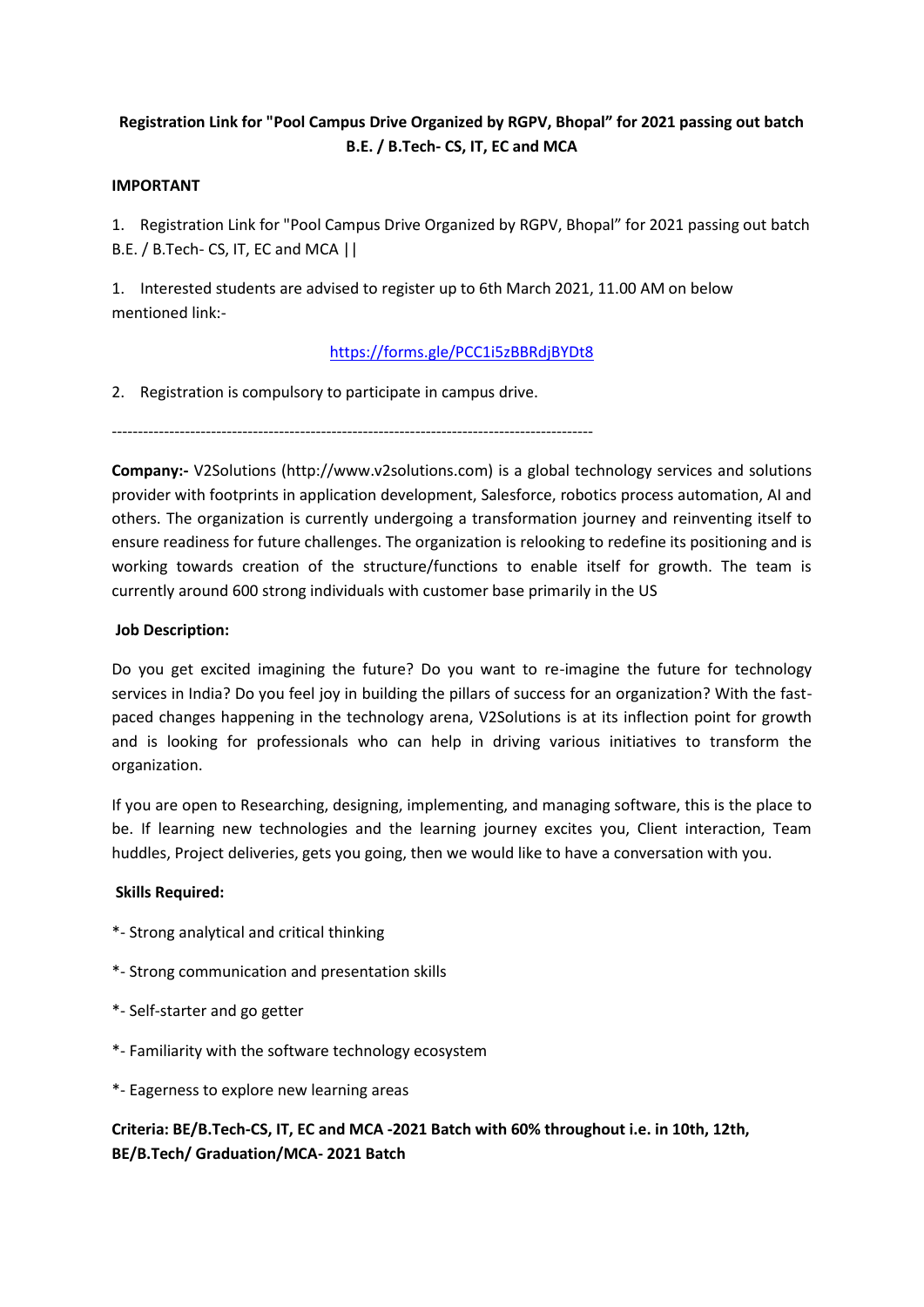**Registration Link for "Pool Campus Drive Organized by RGPV, Bhopal" for 2021 passing out batch B.E. / B.Tech- CS, IT, EC and MCA**

**IMPORTANT**

1. Registration Link for "Pool Campus Drive Organized by RGPV, Bhopal" for 2021 passing out batch B.E. / B.Tech- CS, IT, EC and MCA ||

1. Interested students are advised to register up to 6th March 2021, 11.00 AM on below mentioned link:-

https://forms.gle/PCC1i5zBBRdjBYDt8

2. Registration is compulsory to participate in campus drive.

-------------------------------------------------------------------------------------------

**Company:-** V2Solutions (http://www.v2solutions.com) is a global technology services and solutions provider with footprints in application development, Salesforce, robotics process automation, AI and others. The organization is currently undergoing a transformation journey and reinventing itself to ensure readiness for future challenges. The organization is relooking to redefine its positioning and is working towards creation of the structure/functions to enable itself for growth. The team is currently around 600 strong individuals with customer base primarily in the US

**Job Description:**

Do you get excited imagining the future? Do you want to re-imagine the future for technology services in India? Do you feel joy in building the pillars of success for an organization? With the fast-paced changes happening in the technology arena, V2Solutions is at its inflection point for growth and is looking for professionals who can help in driving various initiatives to transform the organization.

If you are open to Researching, designing, implementing, and managing software, this is the place to be. If learning new technologies and the learning journey excites you, Client interaction, Team huddles, Project deliveries, gets you going, then we would like to have a conversation with you.

**Skills Required:**

*- Strong analytical and critical thinking

*- Strong communication and presentation skills

*- Self-starter and go getter

*- Familiarity with the software technology ecosystem

*- Eagerness to explore new learning areas

**Criteria: BE/B.Tech-CS, IT, EC and MCA -2021 Batch with 60% throughout i.e. in 10th, 12th, BE/B.Tech/ Graduation/MCA- 2021 Batch**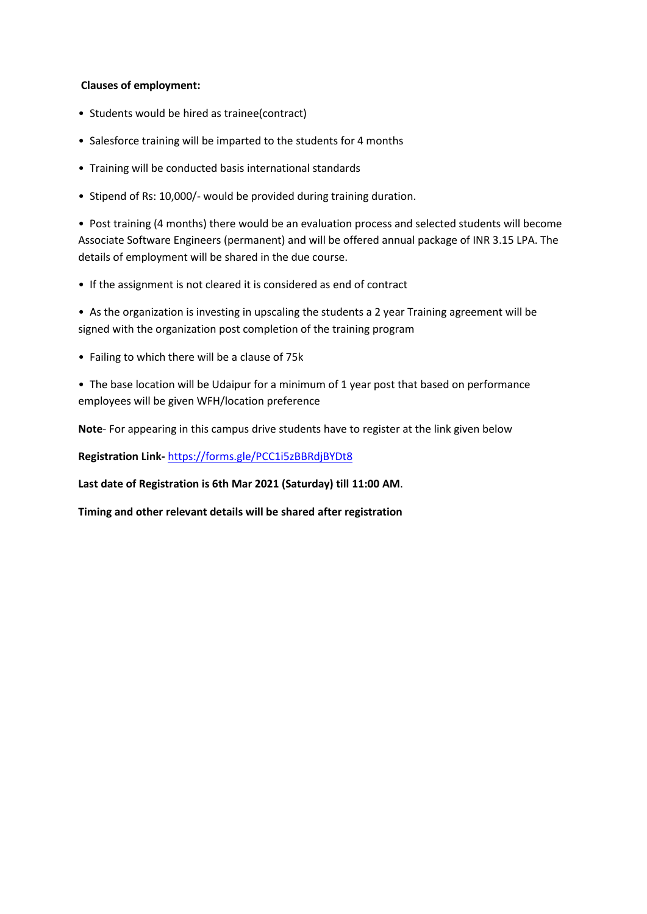**Clauses of employment:**

- Students would be hired as trainee(contract)
- Salesforce training will be imparted to the students for 4 months
- Training will be conducted basis international standards
- Stipend of Rs: 10,000/- would be provided during training duration.
- Post training (4 months) there would be an evaluation process and selected students will become Associate Software Engineers (permanent) and will be offered annual package of INR 3.15 LPA. The details of employment will be shared in the due course.
- If the assignment is not cleared it is considered as end of contract
- As the organization is investing in upscaling the students a 2 year Training agreement will be signed with the organization post completion of the training program
- Failing to which there will be a clause of 75k
- The base location will be Udaipur for a minimum of 1 year post that based on performance employees will be given WFH/location preference

**Note**- For appearing in this campus drive students have to register at the link given below

**Registration Link-** https://forms.gle/PCC1i5zBBRdjBYDt8

**Last date of Registration is 6th Mar 2021 (Saturday) till 11:00 AM**.

**Timing and other relevant details will be shared after registration**